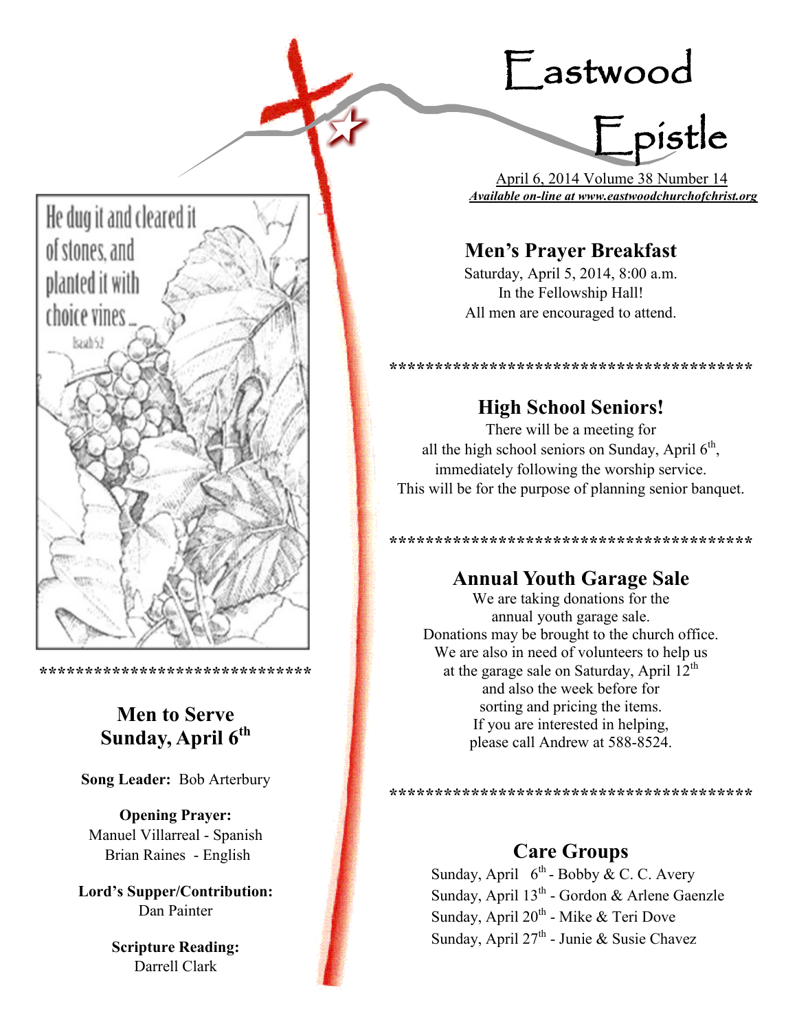# Eastwood Epistle

April 6, 2014 Volume 38 Number 14

***Available on-line at www.eastwoodchurchofchrist.org***

He dug it and cleared it of stones, and planted it with choice vines...

Isaiah 5:2

******************************

## Men to Serve Sunday, April 6th

**Song Leader:** Bob Arterbury

**Opening Prayer:**
Manuel Villarreal - Spanish
Brian Raines - English

**Lord's Supper/Contribution:**
Dan Painter

**Scripture Reading:**
Darrell Clark

## Men's Prayer Breakfast

Saturday, April 5, 2014, 8:00 a.m.
In the Fellowship Hall!
All men are encouraged to attend.

****************************************

## High School Seniors!

There will be a meeting for all the high school seniors on Sunday, April 6th, immediately following the worship service. This will be for the purpose of planning senior banquet.

****************************************

## Annual Youth Garage Sale

We are taking donations for the annual youth garage sale.
Donations may be brought to the church office.
We are also in need of volunteers to help us at the garage sale on Saturday, April 12th and also the week before for sorting and pricing the items.
If you are interested in helping, please call Andrew at 588-8524.

****************************************

## Care Groups

Sunday, April 6th - Bobby & C. C. Avery
Sunday, April 13th - Gordon & Arlene Gaenzle
Sunday, April 20th - Mike & Teri Dove
Sunday, April 27th - Junie & Susie Chavez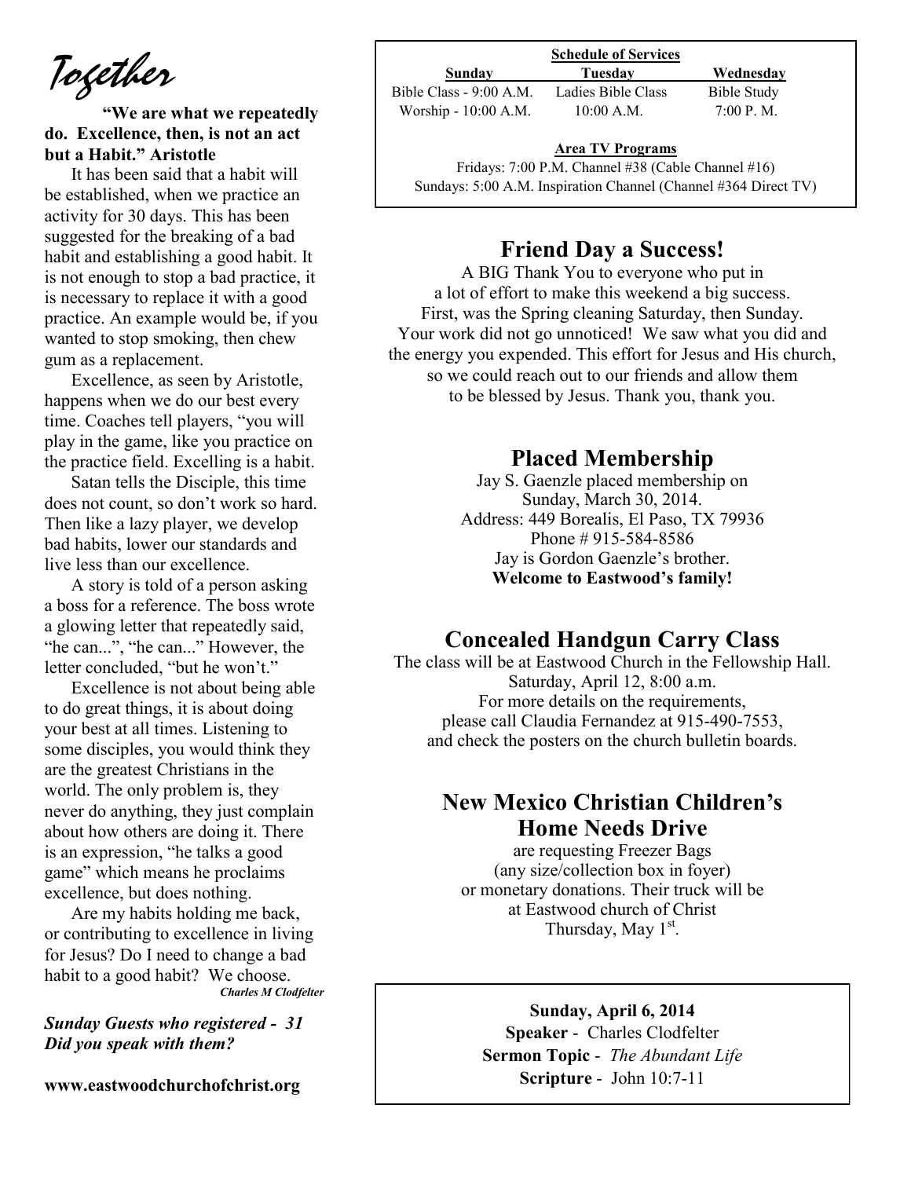# Together

**"We are what we repeatedly do. Excellence, then, is not an act but a Habit." Aristotle**

It has been said that a habit will be established, when we practice an activity for 30 days. This has been suggested for the breaking of a bad habit and establishing a good habit. It is not enough to stop a bad practice, it is necessary to replace it with a good practice. An example would be, if you wanted to stop smoking, then chew gum as a replacement.

Excellence, as seen by Aristotle, happens when we do our best every time. Coaches tell players, "you will play in the game, like you practice on the practice field. Excelling is a habit.

Satan tells the Disciple, this time does not count, so don't work so hard. Then like a lazy player, we develop bad habits, lower our standards and live less than our excellence.

A story is told of a person asking a boss for a reference. The boss wrote a glowing letter that repeatedly said, "he can...", "he can..." However, the letter concluded, "but he won't."

Excellence is not about being able to do great things, it is about doing your best at all times. Listening to some disciples, you would think they are the greatest Christians in the world. The only problem is, they never do anything, they just complain about how others are doing it. There is an expression, "he talks a good game" which means he proclaims excellence, but does nothing.

Are my habits holding me back, or contributing to excellence in living for Jesus? Do I need to change a bad habit to a good habit? We choose.

***Charles M Clodfelter***

***Sunday Guests who registered - 31***
***Did you speak with them?***

**www.eastwoodchurchofchrist.org**

**Schedule of Services**

| **Sunday** | **Tuesday** | **Wednesday** |
|---|---|---|
| Bible Class - 9:00 A.M. | Ladies Bible Class | Bible Study |
| Worship - 10:00 A.M. | 10:00 A.M. | 7:00 P. M. |

**Area TV Programs**

Fridays: 7:00 P.M. Channel #38 (Cable Channel #16)
Sundays: 5:00 A.M. Inspiration Channel (Channel #364 Direct TV)

## Friend Day a Success!

A BIG Thank You to everyone who put in a lot of effort to make this weekend a big success. First, was the Spring cleaning Saturday, then Sunday. Your work did not go unnoticed! We saw what you did and the energy you expended. This effort for Jesus and His church, so we could reach out to our friends and allow them to be blessed by Jesus. Thank you, thank you.

## Placed Membership

Jay S. Gaenzle placed membership on Sunday, March 30, 2014.
Address: 449 Borealis, El Paso, TX 79936
Phone # 915-584-8586
Jay is Gordon Gaenzle's brother.
**Welcome to Eastwood's family!**

## Concealed Handgun Carry Class

The class will be at Eastwood Church in the Fellowship Hall.
Saturday, April 12, 8:00 a.m.
For more details on the requirements, please call Claudia Fernandez at 915-490-7553, and check the posters on the church bulletin boards.

## New Mexico Christian Children's Home Needs Drive

are requesting Freezer Bags (any size/collection box in foyer) or monetary donations. Their truck will be at Eastwood church of Christ Thursday, May 1st.

**Sunday, April 6, 2014**
**Speaker** - Charles Clodfelter
**Sermon Topic** - *The Abundant Life*
**Scripture** - John 10:7-11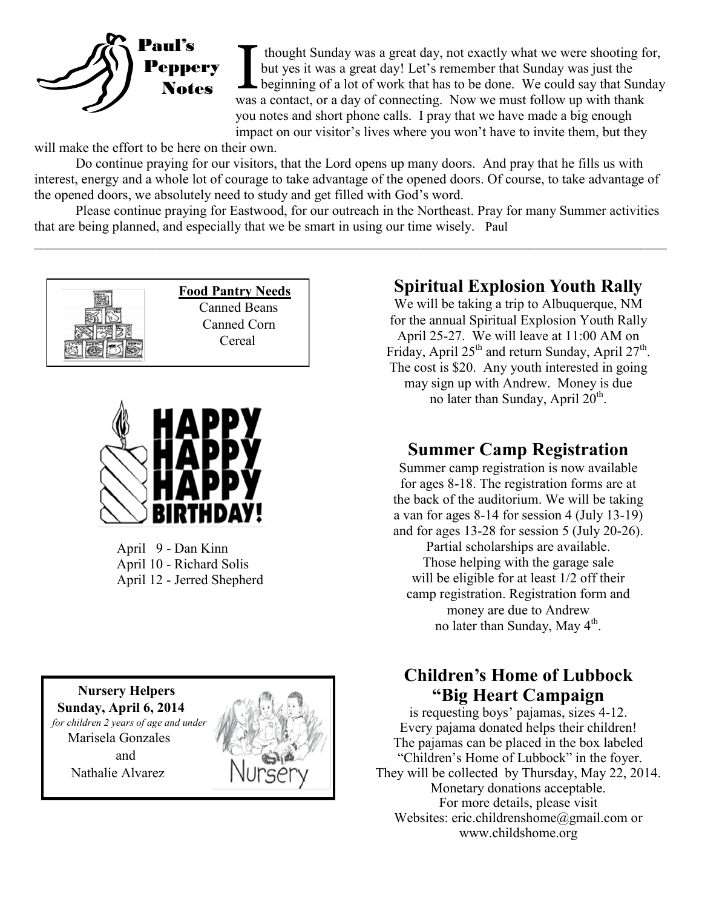## Paul's Peppery Notes

I thought Sunday was a great day, not exactly what we were shooting for, but yes it was a great day! Let's remember that Sunday was just the beginning of a lot of work that has to be done. We could say that Sunday was a contact, or a day of connecting. Now we must follow up with thank you notes and short phone calls. I pray that we have made a big enough impact on our visitor's lives where you won't have to invite them, but they will make the effort to be here on their own.

Do continue praying for our visitors, that the Lord opens up many doors. And pray that he fills us with interest, energy and a whole lot of courage to take advantage of the opened doors. Of course, to take advantage of the opened doors, we absolutely need to study and get filled with God's word.

Please continue praying for Eastwood, for our outreach in the Northeast. Pray for many Summer activities that are being planned, and especially that we be smart in using our time wisely. Paul

---

**Food Pantry Needs**

Canned Beans
Canned Corn
Cereal

HAPPY HAPPY HAPPY BIRTHDAY!

April 9 - Dan Kinn
April 10 - Richard Solis
April 12 - Jerred Shepherd

**Nursery Helpers**
**Sunday, April 6, 2014**
*for children 2 years of age and under*
Marisela Gonzales
and
Nathalie Alvarez

## Spiritual Explosion Youth Rally

We will be taking a trip to Albuquerque, NM for the annual Spiritual Explosion Youth Rally April 25-27. We will leave at 11:00 AM on Friday, April 25th and return Sunday, April 27th. The cost is $20. Any youth interested in going may sign up with Andrew. Money is due no later than Sunday, April 20th.

## Summer Camp Registration

Summer camp registration is now available for ages 8-18. The registration forms are at the back of the auditorium. We will be taking a van for ages 8-14 for session 4 (July 13-19) and for ages 13-28 for session 5 (July 20-26). Partial scholarships are available. Those helping with the garage sale will be eligible for at least 1/2 off their camp registration. Registration form and money are due to Andrew no later than Sunday, May 4th.

## Children's Home of Lubbock "Big Heart Campaign

is requesting boys' pajamas, sizes 4-12. Every pajama donated helps their children! The pajamas can be placed in the box labeled "Children's Home of Lubbock" in the foyer. They will be collected by Thursday, May 22, 2014. Monetary donations acceptable. For more details, please visit Websites: eric.childrenshome@gmail.com or www.childshome.org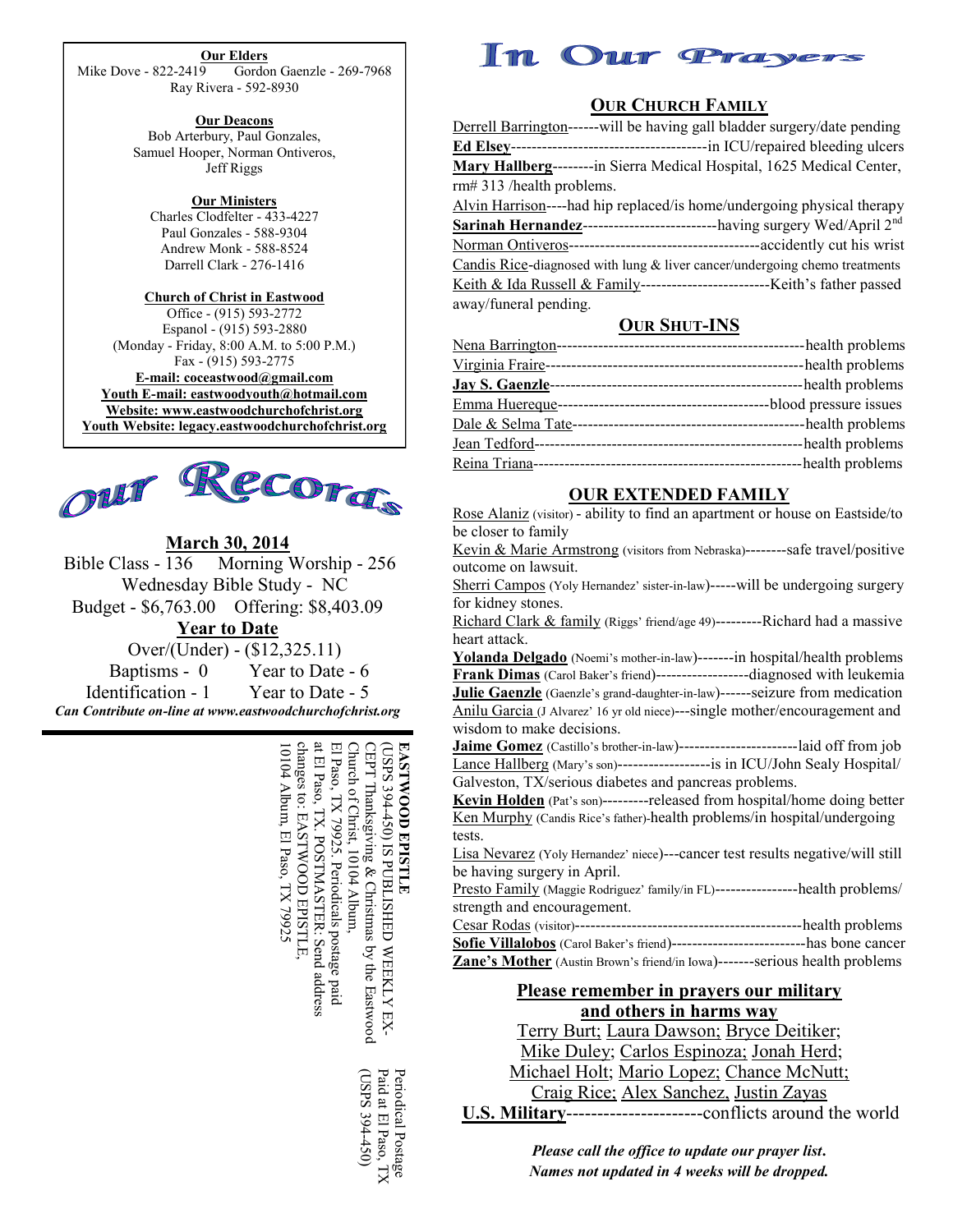**Our Elders**

Mike Dove - 822-2419 Gordon Gaenzle - 269-7968

Ray Rivera - 592-8930

**Our Deacons**

Bob Arterbury, Paul Gonzales,
Samuel Hooper, Norman Ontiveros,
Jeff Riggs

**Our Ministers**

Charles Clodfelter - 433-4227
Paul Gonzales - 588-9304
Andrew Monk - 588-8524
Darrell Clark - 276-1416

**Church of Christ in Eastwood**

Office - (915) 593-2772
Espanol - (915) 593-2880
(Monday - Friday, 8:00 A.M. to 5:00 P.M.)
Fax - (915) 593-2775

**E-mail: coceastwood@gmail.com**
**Youth E-mail: eastwoodyouth@hotmail.com**
**Website: www.eastwoodchurchofchrist.org**
**Youth Website: legacy.eastwoodchurchofchrist.org**

# Our Records

**March 30, 2014**

Bible Class - 136 Morning Worship - 256
Wednesday Bible Study - NC
Budget - $6,763.00 Offering: $8,403.09

**Year to Date**

Over/(Under) - ($12,325.11)
Baptisms - 0 Year to Date - 6
Identification - 1 Year to Date - 5

***Can Contribute on-line at www.eastwoodchurchofchrist.org***

**EASTWOOD EPISTLE** (USPS 394-450) IS PUBLISHED WEEKLY EXCEPT Thanksgiving & Christmas by the Eastwood Church of Christ, 10104 Album, El Paso, TX 79925. Periodicals postage paid at El Paso, TX. POSTMASTER: Send address changes to: EASTWOOD EPISTLE, 10104 Album, El Paso, TX 79925

Periodical Postage Paid at El Paso, TX (USPS 394-450)

# In Our Prayers

## Our Church Family

Derrell Barrington------will be having gall bladder surgery/date pending
**Ed Elsey**---------------------------------------in ICU/repaired bleeding ulcers
**Mary Hallberg**--------in Sierra Medical Hospital, 1625 Medical Center, rm# 313 /health problems.
Alvin Harrison----had hip replaced/is home/undergoing physical therapy
**Sarinah Hernandez**-------------------------having surgery Wed/April 2nd
Norman Ontiveros------------------------------------accidently cut his wrist
Candis Rice-diagnosed with lung & liver cancer/undergoing chemo treatments
Keith & Ida Russell & Family------------------------Keith's father passed away/funeral pending.

## Our Shut-Ins

Nena Barrington------------------------------------------------health problems
Virginia Fraire--------------------------------------------------health problems
**Jay S. Gaenzle**------------------------------------------------health problems
Emma Huereque----------------------------------------blood pressure issues
Dale & Selma Tate---------------------------------------------health problems
Jean Tedford----------------------------------------------------health problems
Reina Triana----------------------------------------------------health problems

## Our Extended Family

Rose Alaniz (visitor) - ability to find an apartment or house on Eastside/to be closer to family
Kevin & Marie Armstrong (visitors from Nebraska)--------safe travel/positive outcome on lawsuit.
Sherri Campos (Yoly Hernandez' sister-in-law)-----will be undergoing surgery for kidney stones.
Richard Clark & family (Riggs' friend/age 49)---------Richard had a massive heart attack.
**Yolanda Delgado** (Noemi's mother-in-law)-------in hospital/health problems
**Frank Dimas** (Carol Baker's friend)------------------diagnosed with leukemia
**Julie Gaenzle** (Gaenzle's grand-daughter-in-law)------seizure from medication
Anilu Garcia (J Alvarez' 16 yr old niece)---single mother/encouragement and wisdom to make decisions.
**Jaime Gomez** (Castillo's brother-in-law)-----------------------laid off from job
Lance Hallberg (Mary's son)------------------is in ICU/John Sealy Hospital/ Galveston, TX/serious diabetes and pancreas problems.
**Kevin Holden** (Pat's son)---------released from hospital/home doing better
Ken Murphy (Candis Rice's father)-health problems/in hospital/undergoing tests.
Lisa Nevarez (Yoly Hernandez' niece)---cancer test results negative/will still be having surgery in April.
Presto Family (Maggie Rodriguez' family/in FL)----------------health problems/ strength and encouragement.
Cesar Rodas (visitor)-----------------------------------------------health problems
**Sofie Villalobos** (Carol Baker's friend)--------------------------has bone cancer
**Zane's Mother** (Austin Brown's friend/in Iowa)-------serious health problems

**Please remember in prayers our military and others in harms way**

Terry Burt; Laura Dawson; Bryce Deitiker;
Mike Duley; Carlos Espinoza; Jonah Herd;
Michael Holt; Mario Lopez; Chance McNutt;
Craig Rice; Alex Sanchez, Justin Zayas

**U.S. Military**----------------------conflicts around the world

***Please call the office to update our prayer list.***
***Names not updated in 4 weeks will be dropped.***